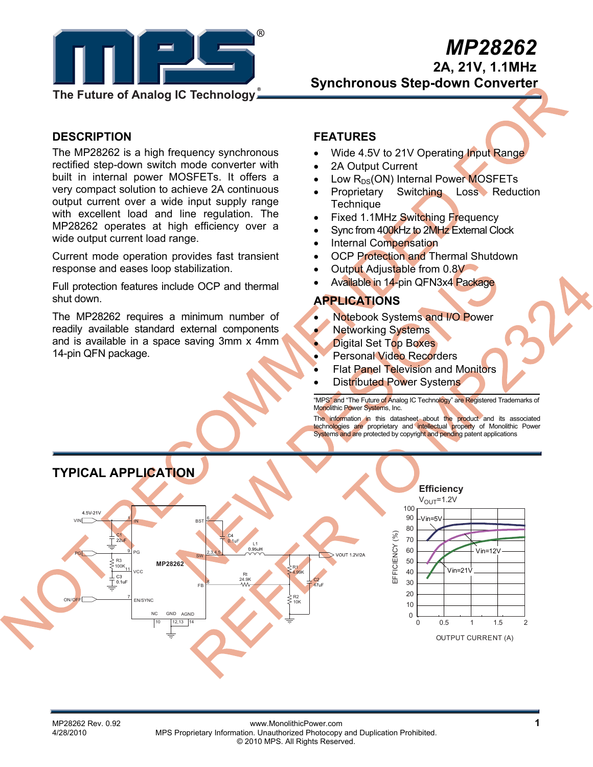# MP28262

## 2A, 21V, 1.1MHz Synchronous Step-down Converter

The Future of Analog IC Technology

NOT RECOMMENDED FOR NEW DESIGNS REFER TO MP2324

## DESCRIPTION

The MP28262 is a high frequency synchronous rectified step-down switch mode converter with built in internal power MOSFETs. It offers a very compact solution to achieve 2A continuous output current over a wide input supply range with excellent load and line regulation. The MP28262 operates at high efficiency over a wide output current load range.

Current mode operation provides fast transient response and eases loop stabilization.

Full protection features include OCP and thermal shut down.

The MP28262 requires a minimum number of readily available standard external components and is available in a space saving 3mm x 4mm 14-pin QFN package.

## FEATURES

- Wide 4.5V to 21V Operating Input Range
- 2A Output Current
- Low $R_{DS}$(ON) Internal Power MOSFETs
- Proprietary Switching Loss Reduction Technique
- Fixed 1.1MHz Switching Frequency
- Sync from 400kHz to 2MHz External Clock
- Internal Compensation
- OCP Protection and Thermal Shutdown
- Output Adjustable from 0.8V
- Available in 14-pin QFN3x4 Package

## APPLICATIONS

- Notebook Systems and I/O Power
- Networking Systems
- Digital Set Top Boxes
- Personal Video Recorders
- Flat Panel Television and Monitors
- Distributed Power Systems

"MPS" and "The Future of Analog IC Technology" are Registered Trademarks of Monolithic Power Systems, Inc.

The information in this datasheet about the product and its associated technologies are proprietary and intellectual property of Monolithic Power Systems and are protected by copyright and pending patent applications

## TYPICAL APPLICATION

Efficiency
$V_{OUT}$=1.2V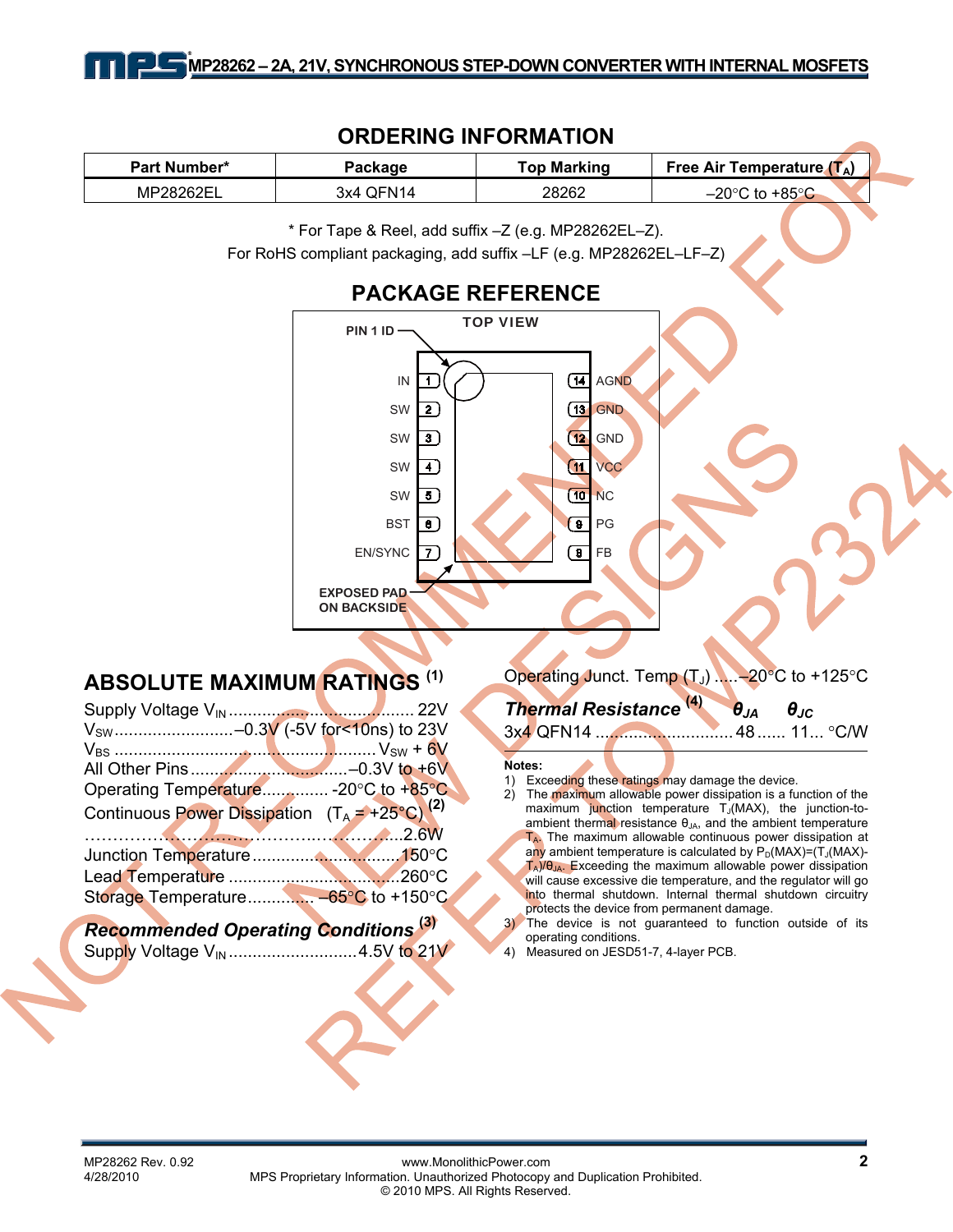## ORDERING INFORMATION

| Part Number* | Package | Top Marking | Free Air Temperature ($T_A$) |
|---|---|---|---|
| MP28262EL | 3x4 QFN14 | 28262 | –20°C to +85°C |

\* For Tape & Reel, add suffix –Z (e.g. MP28262EL–Z).
For RoHS compliant packaging, add suffix –LF (e.g. MP28262EL–LF–Z)

## PACKAGE REFERENCE

TOP VIEW

PIN 1 ID

| Pin | Name | Pin | Name |
|---|---|---|---|
| 1 | IN | 14 | AGND |
| 2 | SW | 13 | GND |
| 3 | SW | 12 | GND |
| 4 | SW | 11 | VCC |
| 5 | SW | 10 | NC |
| 6 | BST | 9 | PG |
| 7 | EN/SYNC | 8 | FB |

EXPOSED PAD ON BACKSIDE

NOT RECOMMENDED FOR NEW DESIGNS REFER TO MP2324

## ABSOLUTE MAXIMUM RATINGS [1]

Supply Voltage $V_{IN}$ ........................................ 22V
$V_{SW}$ .........................–0.3V (-5V for<10ns) to 23V
$V_{BS}$ ........................................................ $V_{SW}$ + 6V
All Other Pins .................................–0.3V to +6V
Operating Temperature.............. -20°C to +85°C
Continuous Power Dissipation ($T_A$ = +25°C) [2]
.................................................................2.6W
Junction Temperature ...............................150°C
Lead Temperature ....................................260°C
Storage Temperature............. –65°C to +150°C

### *Recommended Operating Conditions* [3]

Supply Voltage $V_{IN}$ ...........................4.5V to 21V
Operating Junct. Temp ($T_J$) .....–20°C to +125°C

### *Thermal Resistance* [4]

| | $\theta_{JA}$ | $\theta_{JC}$ | |
|---|---|---|---|
| 3x4 QFN14 | 48 | 11 | °C/W |

**Notes:**

1) Exceeding these ratings may damage the device.
2) The maximum allowable power dissipation is a function of the maximum junction temperature $T_J$(MAX), the junction-to-ambient thermal resistance $\theta_{JA}$, and the ambient temperature $T_A$. The maximum allowable continuous power dissipation at any ambient temperature is calculated by $P_D$(MAX)=($T_J$(MAX)-$T_A$)/$\theta_{JA}$. Exceeding the maximum allowable power dissipation will cause excessive die temperature, and the regulator will go into thermal shutdown. Internal thermal shutdown circuitry protects the device from permanent damage.
3) The device is not guaranteed to function outside of its operating conditions.
4) Measured on JESD51-7, 4-layer PCB.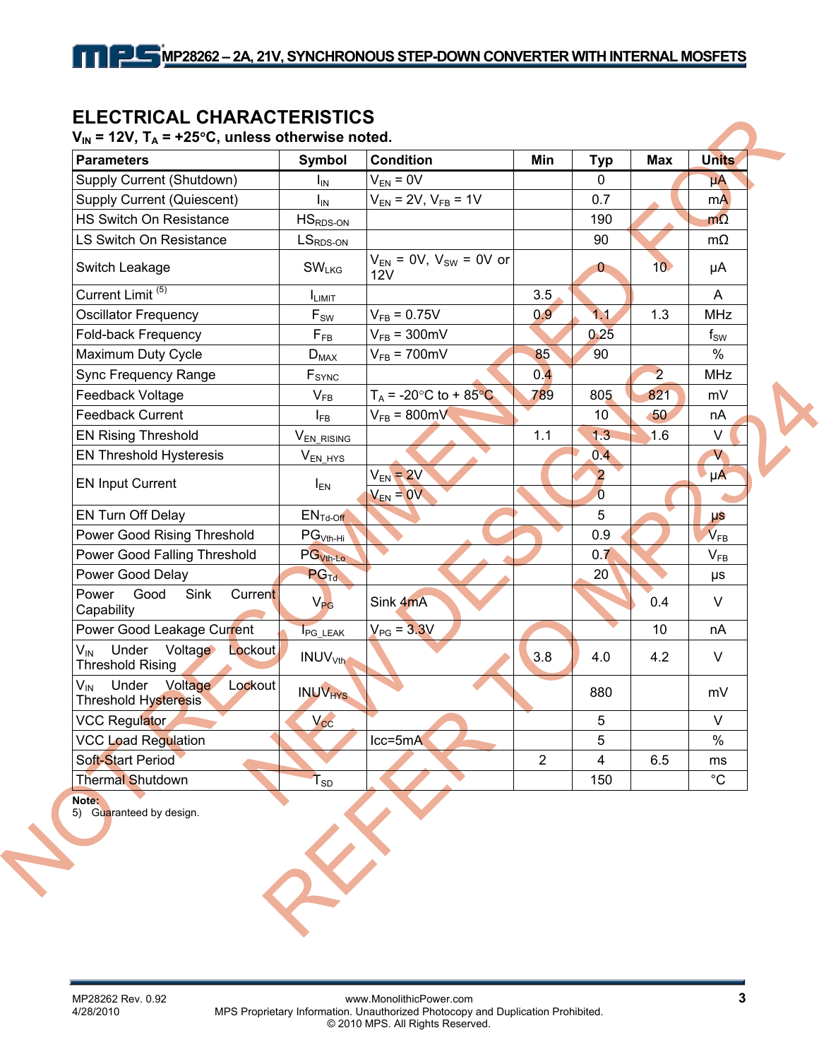## ELECTRICAL CHARACTERISTICS

$V_{IN}$ = 12V, $T_A$ = +25°C, unless otherwise noted.

| Parameters | Symbol | Condition | Min | Typ | Max | Units |
|---|---|---|---|---|---|---|
| Supply Current (Shutdown) | $I_{IN}$ | $V_{EN}$ = 0V | | 0 | | μA |
| Supply Current (Quiescent) | $I_{IN}$ | $V_{EN}$ = 2V, $V_{FB}$ = 1V | | 0.7 | | mA |
| HS Switch On Resistance | $HS_{RDS-ON}$ | | | 190 | | mΩ |
| LS Switch On Resistance | $LS_{RDS-ON}$ | | | 90 | | mΩ |
| Switch Leakage | $SW_{LKG}$ | $V_{EN}$ = 0V, $V_{SW}$ = 0V or 12V | | 0 | 10 | μA |
| Current Limit [5] | $I_{LIMIT}$ | | 3.5 | | | A |
| Oscillator Frequency | $F_{SW}$ | $V_{FB}$ = 0.75V | 0.9 | 1.1 | 1.3 | MHz |
| Fold-back Frequency | $F_{FB}$ | $V_{FB}$ = 300mV | | 0.25 | | $f_{SW}$ |
| Maximum Duty Cycle | $D_{MAX}$ | $V_{FB}$ = 700mV | 85 | 90 | | % |
| Sync Frequency Range | $F_{SYNC}$ | | 0.4 | | 2 | MHz |
| Feedback Voltage | $V_{FB}$ | $T_A$ = -20°C to + 85°C | 789 | 805 | 821 | mV |
| Feedback Current | $I_{FB}$ | $V_{FB}$ = 800mV | | 10 | 50 | nA |
| EN Rising Threshold | $V_{EN\_RISING}$ | | 1.1 | 1.3 | 1.6 | V |
| EN Threshold Hysteresis | $V_{EN\_HYS}$ | | | 0.4 | | V |
| EN Input Current | $I_{EN}$ | $V_{EN}$ = 2V | | 2 | | μA |
| | | $V_{EN}$ = 0V | | 0 | | |
| EN Turn Off Delay | $EN_{Td\text{-}Off}$ | | | 5 | | μs |
| Power Good Rising Threshold | $PG_{Vth\text{-}Hi}$ | | | 0.9 | | $V_{FB}$ |
| Power Good Falling Threshold | $PG_{Vth\text{-}Lo}$ | | | 0.7 | | $V_{FB}$ |
| Power Good Delay | $PG_{Td}$ | | | 20 | | μs |
| Power Good Sink Current Capability | $V_{PG}$ | Sink 4mA | | | 0.4 | V |
| Power Good Leakage Current | $I_{PG\_LEAK}$ | $V_{PG}$ = 3.3V | | | 10 | nA |
| $V_{IN}$ Under Voltage Lockout Threshold Rising | $INUV_{Vth}$ | | 3.8 | 4.0 | 4.2 | V |
| $V_{IN}$ Under Voltage Lockout Threshold Hysteresis | $INUV_{HYS}$ | | | 880 | | mV |
| VCC Regulator | $V_{CC}$ | | | 5 | | V |
| VCC Load Regulation | | Icc=5mA | | 5 | | % |
| Soft-Start Period | | | 2 | 4 | 6.5 | ms |
| Thermal Shutdown | $T_{SD}$ | | | 150 | | °C |

**Note:**
5) Guaranteed by design.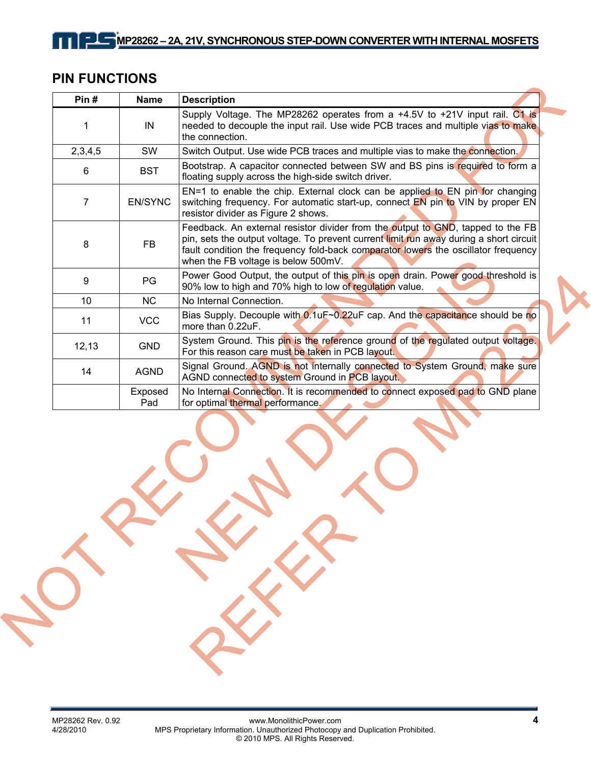## PIN FUNCTIONS

| Pin # | Name | Description |
|---|---|---|
| 1 | IN | Supply Voltage. The MP28262 operates from a +4.5V to +21V input rail. C1 is needed to decouple the input rail. Use wide PCB traces and multiple vias to make the connection. |
| 2,3,4,5 | SW | Switch Output. Use wide PCB traces and multiple vias to make the connection. |
| 6 | BST | Bootstrap. A capacitor connected between SW and BS pins is required to form a floating supply across the high-side switch driver. |
| 7 | EN/SYNC | EN=1 to enable the chip. External clock can be applied to EN pin for changing switching frequency. For automatic start-up, connect EN pin to VIN by proper EN resistor divider as Figure 2 shows. |
| 8 | FB | Feedback. An external resistor divider from the output to GND, tapped to the FB pin, sets the output voltage. To prevent current limit run away during a short circuit fault condition the frequency fold-back comparator lowers the oscillator frequency when the FB voltage is below 500mV. |
| 9 | PG | Power Good Output, the output of this pin is open drain. Power good threshold is 90% low to high and 70% high to low of regulation value. |
| 10 | NC | No Internal Connection. |
| 11 | VCC | Bias Supply. Decouple with 0.1uF~0.22uF cap. And the capacitance should be no more than 0.22uF. |
| 12,13 | GND | System Ground. This pin is the reference ground of the regulated output voltage. For this reason care must be taken in PCB layout. |
| 14 | AGND | Signal Ground. AGND is not internally connected to System Ground, make sure AGND connected to system Ground in PCB layout. |
| | Exposed Pad | No Internal Connection. It is recommended to connect exposed pad to GND plane for optimal thermal performance. |

NOT RECOMMENDED FOR NEW DESIGNS REFER TO MP2324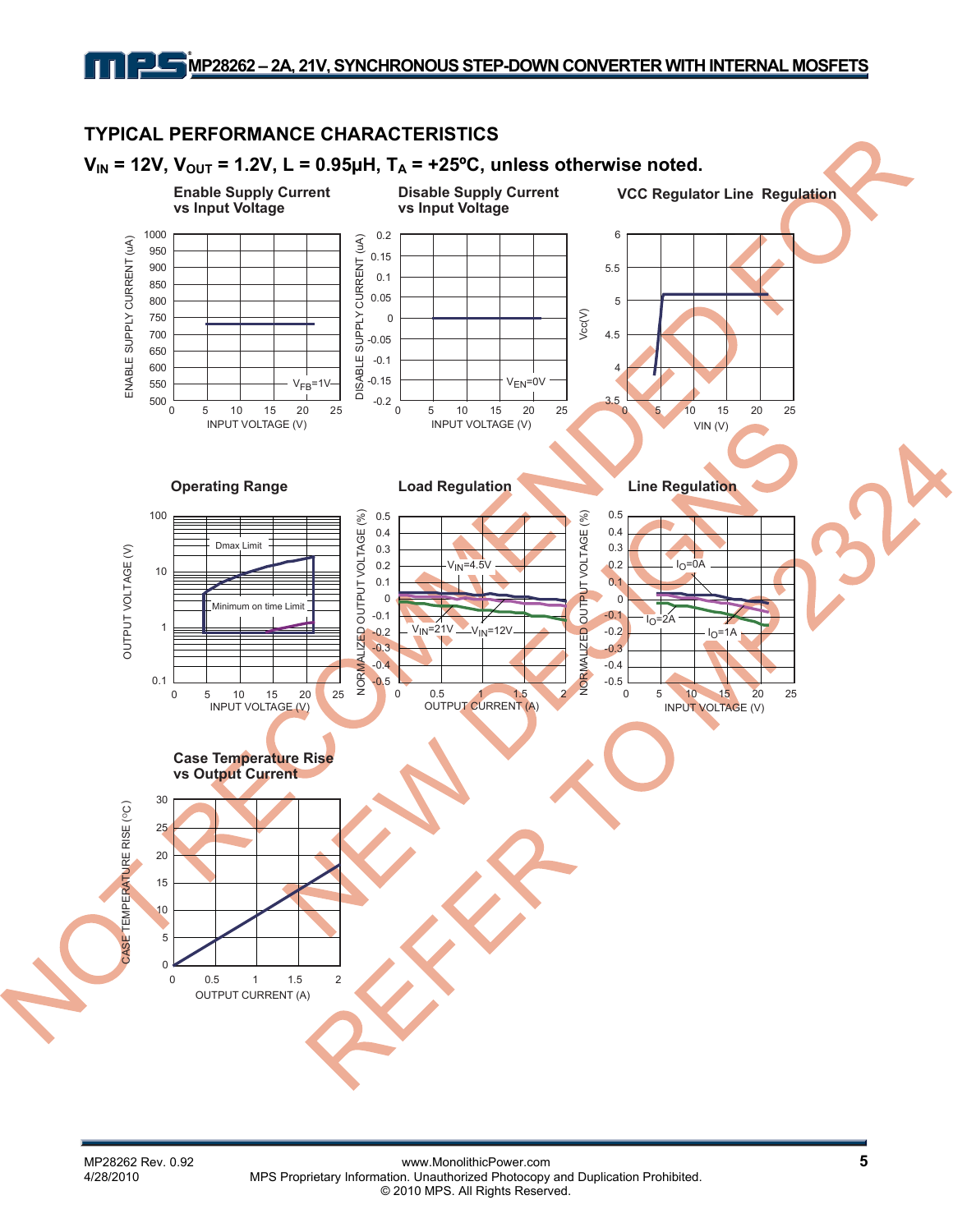## TYPICAL PERFORMANCE CHARACTERISTICS

**$V_{IN}$ = 12V, $V_{OUT}$ = 1.2V, L = 0.95µH, $T_A$ = +25ºC, unless otherwise noted.**

**Enable Supply Current vs Input Voltage**

**Disable Supply Current vs Input Voltage**

**VCC Regulator Line Regulation**

**Operating Range**

**Load Regulation**

**Line Regulation**

**Case Temperature Rise vs Output Current**

NOT RECOMMENDED FOR NEW DESIGNS REFER TO MP2324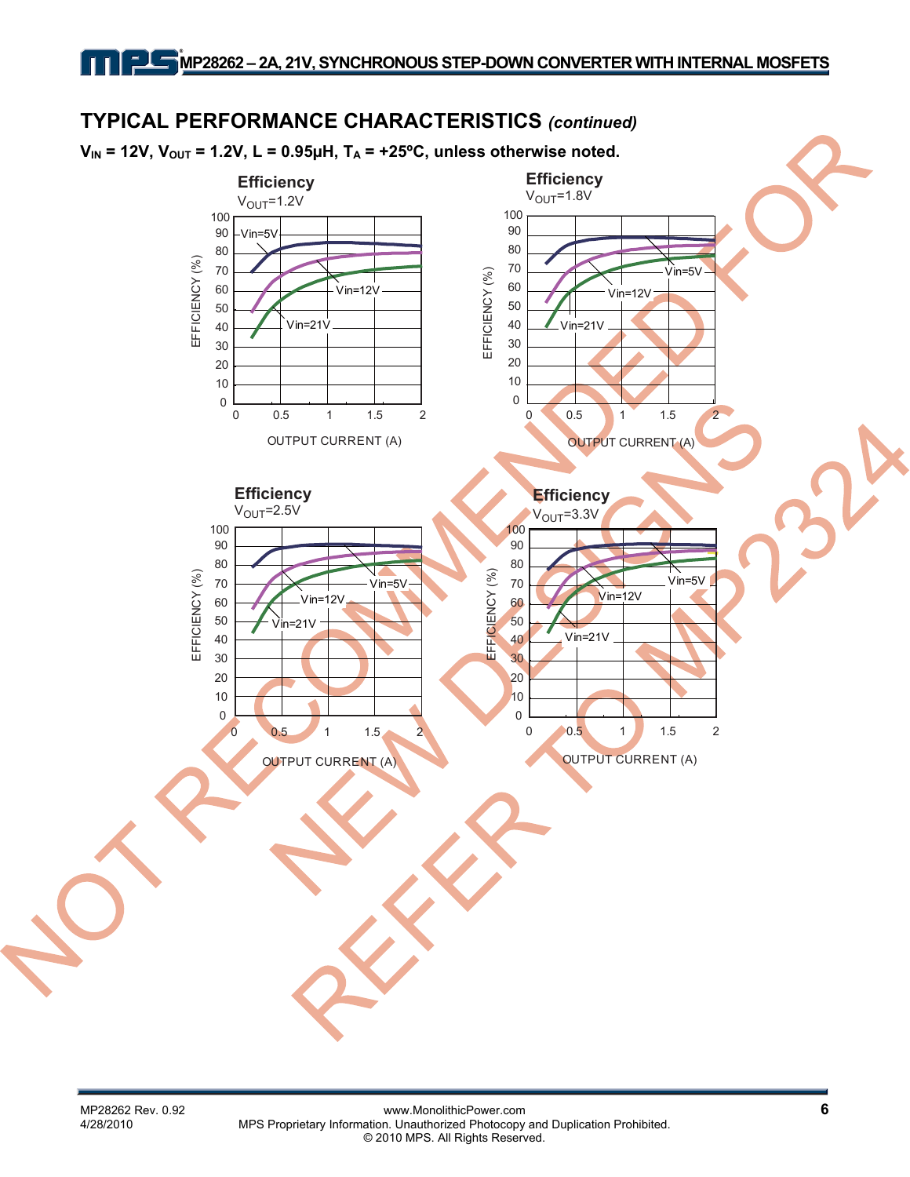## TYPICAL PERFORMANCE CHARACTERISTICS *(continued)*

**$V_{IN}$ = 12V, $V_{OUT}$ = 1.2V, L = 0.95µH, $T_A$ = +25ºC, unless otherwise noted.**

**Efficiency**
$V_{OUT}$=1.2V

EFFICIENCY (%) vs. OUTPUT CURRENT (A): Vin=5V, Vin=12V, Vin=21V

**Efficiency**
$V_{OUT}$=1.8V

EFFICIENCY (%) vs. OUTPUT CURRENT (A): Vin=5V, Vin=12V, Vin=21V

**Efficiency**
$V_{OUT}$=2.5V

EFFICIENCY (%) vs. OUTPUT CURRENT (A): Vin=5V, Vin=12V, Vin=21V

**Efficiency**
$V_{OUT}$=3.3V

EFFICIENCY (%) vs. OUTPUT CURRENT (A): Vin=5V, Vin=12V, Vin=21V

NOT RECOMMENDED FOR NEW DESIGNS REFER TO MP2324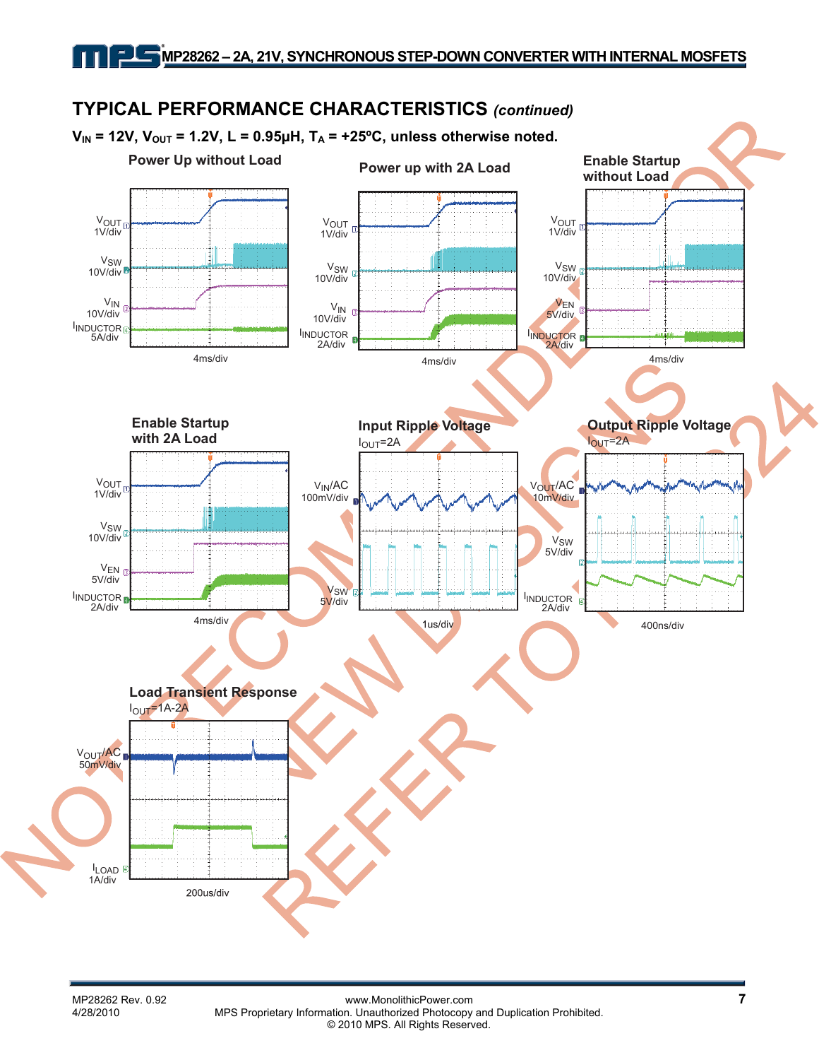## TYPICAL PERFORMANCE CHARACTERISTICS *(continued)*

**$V_{IN}$ = 12V, $V_{OUT}$ = 1.2V, L = 0.95µH, $T_A$ = +25ºC, unless otherwise noted.**

**Power Up without Load**

$V_{OUT}$ 1V/div

$V_{SW}$ 10V/div

$V_{IN}$ 10V/div

$I_{INDUCTOR}$ 5A/div

4ms/div

**Power up with 2A Load**

$V_{OUT}$ 1V/div

$V_{SW}$ 10V/div

$V_{IN}$ 10V/div

$I_{INDUCTOR}$ 2A/div

4ms/div

**Enable Startup without Load**

$V_{OUT}$ 1V/div

$V_{SW}$ 10V/div

$V_{EN}$ 5V/div

$I_{INDUCTOR}$ 2A/div

4ms/div

**Enable Startup with 2A Load**

$V_{OUT}$ 1V/div

$V_{SW}$ 10V/div

$V_{EN}$ 5V/div

$I_{INDUCTOR}$ 2A/div

4ms/div

**Input Ripple Voltage**

$I_{OUT}$=2A

$V_{IN}$/AC 100mV/div

$V_{SW}$ 5V/div

1us/div

**Output Ripple Voltage**

$I_{OUT}$=2A

$V_{OUT}$/AC 10mV/div

$V_{SW}$ 5V/div

$I_{INDUCTOR}$ 2A/div

400ns/div

**Load Transient Response**

$I_{OUT}$=1A-2A

$V_{OUT}$/AC 50mV/div

$I_{LOAD}$ 1A/div

200us/div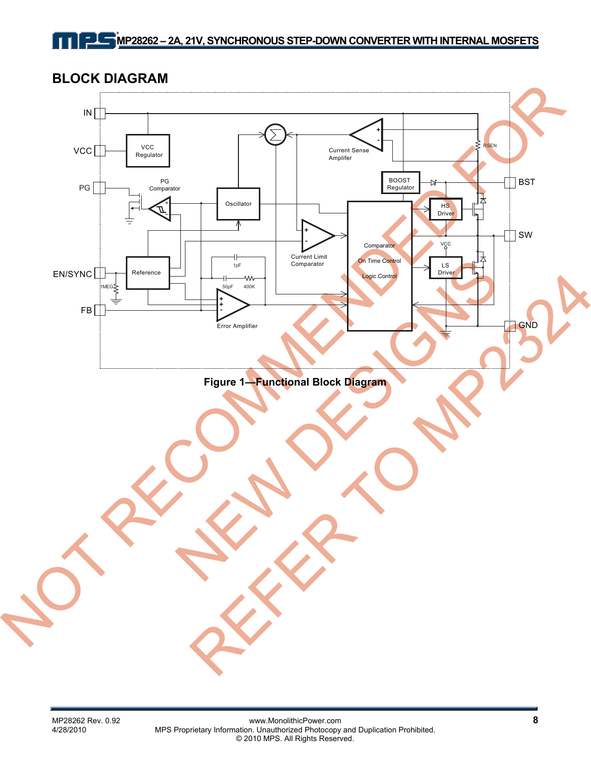## BLOCK DIAGRAM

IN

VCC

PG

EN/SYNC

FB

VCC Regulator

PG Comparator

Oscillator

Reference

1MEG

1pF

50pF

400K

Error Amplifier

Current Sense Amplifer

RSEN

BOOST Regulator

Current Limit Comparator

Comparator

On Time Control

Logic Control

HS Driver

LS Driver

VCC

BST

SW

GND

**Figure 1—Functional Block Diagram**

NOT RECOMMENDED FOR NEW DESIGNS REFER TO MP2324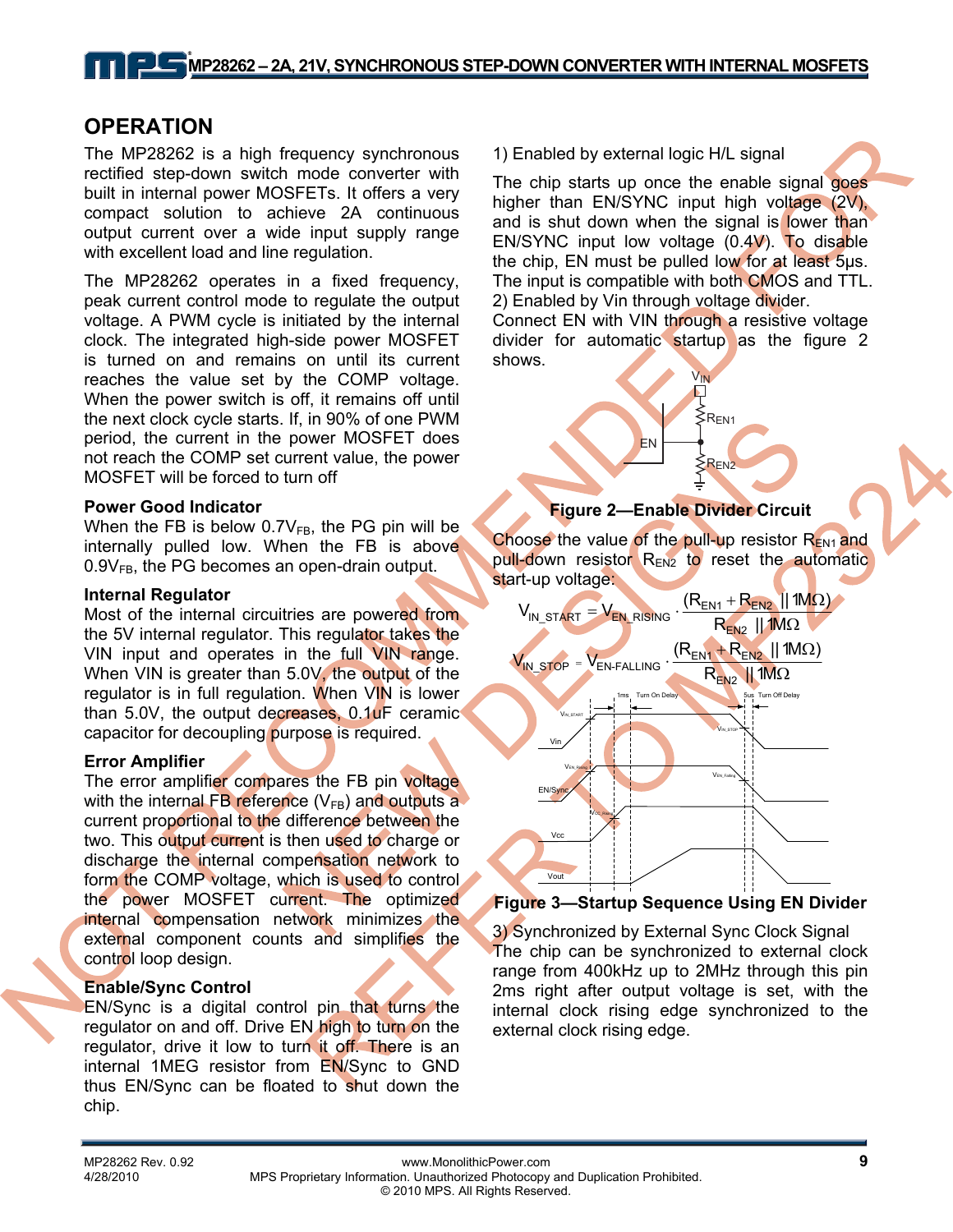## OPERATION

The MP28262 is a high frequency synchronous rectified step-down switch mode converter with built in internal power MOSFETs. It offers a very compact solution to achieve 2A continuous output current over a wide input supply range with excellent load and line regulation.

The MP28262 operates in a fixed frequency, peak current control mode to regulate the output voltage. A PWM cycle is initiated by the internal clock. The integrated high-side power MOSFET is turned on and remains on until its current reaches the value set by the COMP voltage. When the power switch is off, it remains off until the next clock cycle starts. If, in 90% of one PWM period, the current in the power MOSFET does not reach the COMP set current value, the power MOSFET will be forced to turn off

### Power Good Indicator

When the FB is below $0.7V_{FB}$, the PG pin will be internally pulled low. When the FB is above $0.9V_{FB}$, the PG becomes an open-drain output.

### Internal Regulator

Most of the internal circuitries are powered from the 5V internal regulator. This regulator takes the VIN input and operates in the full VIN range. When VIN is greater than 5.0V, the output of the regulator is in full regulation. When VIN is lower than 5.0V, the output decreases, 0.1uF ceramic capacitor for decoupling purpose is required.

### Error Amplifier

The error amplifier compares the FB pin voltage with the internal FB reference ($V_{FB}$) and outputs a current proportional to the difference between the two. This output current is then used to charge or discharge the internal compensation network to form the COMP voltage, which is used to control the power MOSFET current. The optimized internal compensation network minimizes the external component counts and simplifies the control loop design.

### Enable/Sync Control

EN/Sync is a digital control pin that turns the regulator on and off. Drive EN high to turn on the regulator, drive it low to turn it off. There is an internal 1MEG resistor from EN/Sync to GND thus EN/Sync can be floated to shut down the chip.

1) Enabled by external logic H/L signal

The chip starts up once the enable signal goes higher than EN/SYNC input high voltage (2V), and is shut down when the signal is lower than EN/SYNC input low voltage (0.4V). To disable the chip, EN must be pulled low for at least 5μs. The input is compatible with both CMOS and TTL.

2) Enabled by Vin through voltage divider.

Connect EN with VIN through a resistive voltage divider for automatic startup as the figure 2 shows.

**Figure 2—Enable Divider Circuit**

Choose the value of the pull-up resistor $R_{EN1}$ and pull-down resistor $R_{EN2}$ to reset the automatic start-up voltage:

$$V_{IN\_START} = V_{EN\_RISING} \cdot \frac{(R_{EN1} + R_{EN2} \;||\; 1M\Omega)}{R_{EN2} \;||\; 1M\Omega}$$

$$V_{IN\_STOP} = V_{EN\text{-}FALLING} \cdot \frac{(R_{EN1} + R_{EN2} \;||\; 1M\Omega)}{R_{EN2} \;||\; 1M\Omega}$$

**Figure 3—Startup Sequence Using EN Divider**

3) Synchronized by External Sync Clock Signal

The chip can be synchronized to external clock range from 400kHz up to 2MHz through this pin 2ms right after output voltage is set, with the internal clock rising edge synchronized to the external clock rising edge.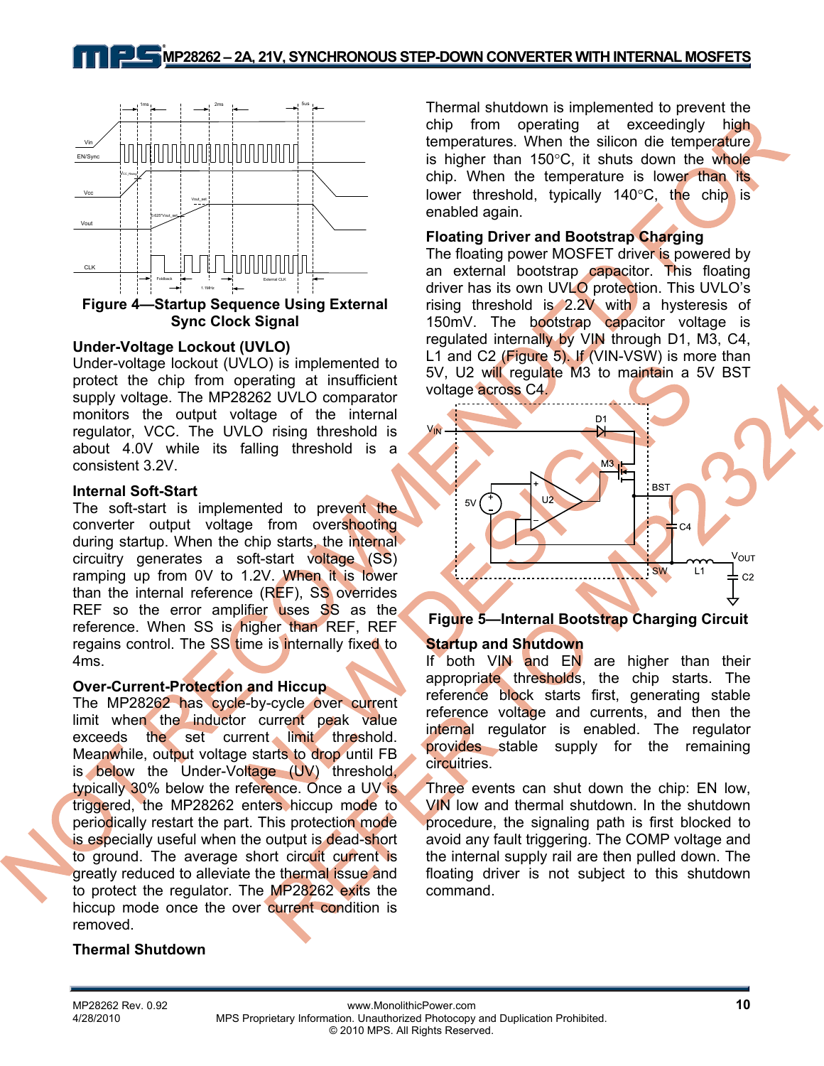**Figure 4—Startup Sequence Using External Sync Clock Signal**

### Under-Voltage Lockout (UVLO)

Under-voltage lockout (UVLO) is implemented to protect the chip from operating at insufficient supply voltage. The MP28262 UVLO comparator monitors the output voltage of the internal regulator, VCC. The UVLO rising threshold is about 4.0V while its falling threshold is a consistent 3.2V.

### Internal Soft-Start

The soft-start is implemented to prevent the converter output voltage from overshooting during startup. When the chip starts, the internal circuitry generates a soft-start voltage (SS) ramping up from 0V to 1.2V. When it is lower than the internal reference (REF), SS overrides REF so the error amplifier uses SS as the reference. When SS is higher than REF, REF regains control. The SS time is internally fixed to 4ms.

### Over-Current-Protection and Hiccup

The MP28262 has cycle-by-cycle over current limit when the inductor current peak value exceeds the set current limit threshold. Meanwhile, output voltage starts to drop until FB is below the Under-Voltage (UV) threshold, typically 30% below the reference. Once a UV is triggered, the MP28262 enters hiccup mode to periodically restart the part. This protection mode is especially useful when the output is dead-short to ground. The average short circuit current is greatly reduced to alleviate the thermal issue and to protect the regulator. The MP28262 exits the hiccup mode once the over current condition is removed.

### Thermal Shutdown

Thermal shutdown is implemented to prevent the chip from operating at exceedingly high temperatures. When the silicon die temperature is higher than 150°C, it shuts down the whole chip. When the temperature is lower than its lower threshold, typically 140°C, the chip is enabled again.

### Floating Driver and Bootstrap Charging

The floating power MOSFET driver is powered by an external bootstrap capacitor. This floating driver has its own UVLO protection. This UVLO's rising threshold is 2.2V with a hysteresis of 150mV. The bootstrap capacitor voltage is regulated internally by VIN through D1, M3, C4, L1 and C2 (Figure 5). If (VIN-VSW) is more than 5V, U2 will regulate M3 to maintain a 5V BST voltage across C4.

**Figure 5—Internal Bootstrap Charging Circuit**

### Startup and Shutdown

If both VIN and EN are higher than their appropriate thresholds, the chip starts. The reference block starts first, generating stable reference voltage and currents, and then the internal regulator is enabled. The regulator provides stable supply for the remaining circuitries.

Three events can shut down the chip: EN low, VIN low and thermal shutdown. In the shutdown procedure, the signaling path is first blocked to avoid any fault triggering. The COMP voltage and the internal supply rail are then pulled down. The floating driver is not subject to this shutdown command.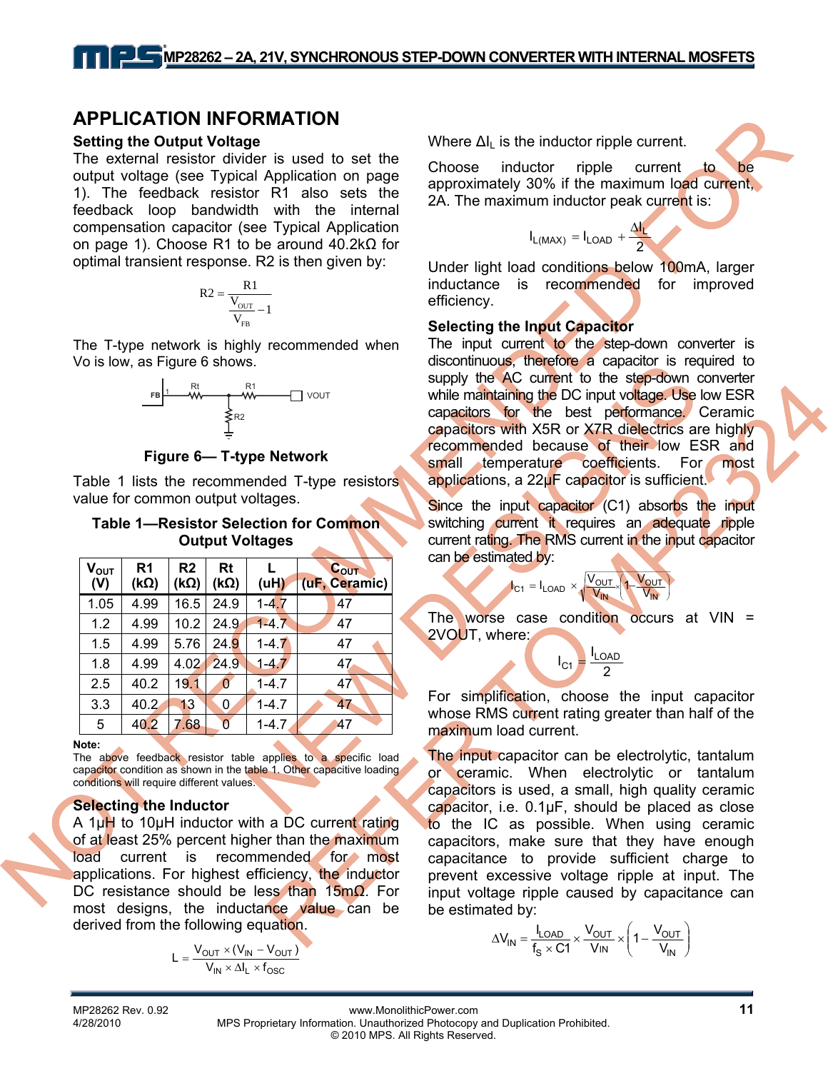## APPLICATION INFORMATION

### Setting the Output Voltage

The external resistor divider is used to set the output voltage (see Typical Application on page 1). The feedback resistor R1 also sets the feedback loop bandwidth with the internal compensation capacitor (see Typical Application on page 1). Choose R1 to be around 40.2kΩ for optimal transient response. R2 is then given by:

$$R2 = \frac{R1}{\frac{V_{OUT}}{V_{FB}} - 1}$$

The T-type network is highly recommended when Vo is low, as Figure 6 shows.

**Figure 6— T-type Network**

Table 1 lists the recommended T-type resistors value for common output voltages.

**Table 1—Resistor Selection for Common Output Voltages**

| $V_{OUT}$ (V) | R1 (kΩ) | R2 (kΩ) | Rt (kΩ) | L (uH) | $C_{OUT}$ (uF, Ceramic) |
|---|---|---|---|---|---|
| 1.05 | 4.99 | 16.5 | 24.9 | 1-4.7 | 47 |
| 1.2 | 4.99 | 10.2 | 24.9 | 1-4.7 | 47 |
| 1.5 | 4.99 | 5.76 | 24.9 | 1-4.7 | 47 |
| 1.8 | 4.99 | 4.02 | 24.9 | 1-4.7 | 47 |
| 2.5 | 40.2 | 19.1 | 0 | 1-4.7 | 47 |
| 3.3 | 40.2 | 13 | 0 | 1-4.7 | 47 |
| 5 | 40.2 | 7.68 | 0 | 1-4.7 | 47 |

**Note:**
The above feedback resistor table applies to a specific load capacitor condition as shown in the table 1. Other capacitive loading conditions will require different values.

### Selecting the Inductor

A 1µH to 10µH inductor with a DC current rating of at least 25% percent higher than the maximum load current is recommended for most applications. For highest efficiency, the inductor DC resistance should be less than 15mΩ. For most designs, the inductance value can be derived from the following equation.

$$L = \frac{V_{OUT} \times (V_{IN} - V_{OUT})}{V_{IN} \times \Delta I_L \times f_{OSC}}$$

Where $\Delta I_L$ is the inductor ripple current.

Choose inductor ripple current to be approximately 30% if the maximum load current, 2A. The maximum inductor peak current is:

$$I_{L(MAX)} = I_{LOAD} + \frac{\Delta I_L}{2}$$

Under light load conditions below 100mA, larger inductance is recommended for improved efficiency.

### Selecting the Input Capacitor

The input current to the step-down converter is discontinuous, therefore a capacitor is required to supply the AC current to the step-down converter while maintaining the DC input voltage. Use low ESR capacitors for the best performance. Ceramic capacitors with X5R or X7R dielectrics are highly recommended because of their low ESR and small temperature coefficients. For most applications, a 22µF capacitor is sufficient.

Since the input capacitor (C1) absorbs the input switching current it requires an adequate ripple current rating. The RMS current in the input capacitor can be estimated by:

$$I_{C1} = I_{LOAD} \times \sqrt{\frac{V_{OUT}}{V_{IN}} \times \left(1 - \frac{V_{OUT}}{V_{IN}}\right)}$$

The worse case condition occurs at VIN = 2VOUT, where:

$$I_{C1} = \frac{I_{LOAD}}{2}$$

For simplification, choose the input capacitor whose RMS current rating greater than half of the maximum load current.

The input capacitor can be electrolytic, tantalum or ceramic. When electrolytic or tantalum capacitors is used, a small, high quality ceramic capacitor, i.e. 0.1µF, should be placed as close to the IC as possible. When using ceramic capacitors, make sure that they have enough capacitance to provide sufficient charge to prevent excessive voltage ripple at input. The input voltage ripple caused by capacitance can be estimated by:

$$\Delta V_{IN} = \frac{I_{LOAD}}{f_S \times C1} \times \frac{V_{OUT}}{V_{IN}} \times \left(1 - \frac{V_{OUT}}{V_{IN}}\right)$$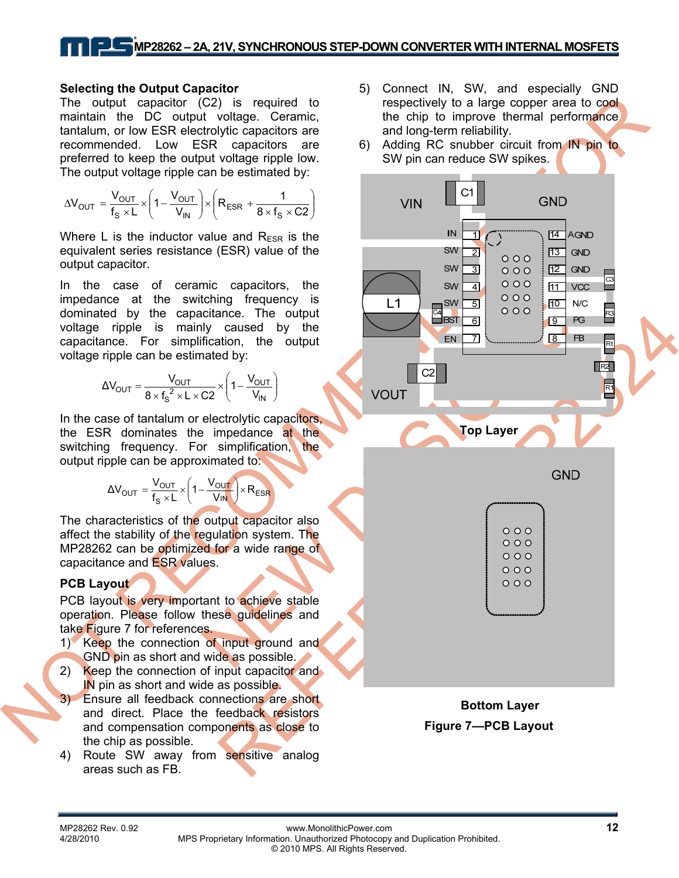### Selecting the Output Capacitor

The output capacitor (C2) is required to maintain the DC output voltage. Ceramic, tantalum, or low ESR electrolytic capacitors are recommended. Low ESR capacitors are preferred to keep the output voltage ripple low. The output voltage ripple can be estimated by:

$$\Delta V_{OUT} = \frac{V_{OUT}}{f_S \times L} \times \left(1 - \frac{V_{OUT}}{V_{IN}}\right) \times \left(R_{ESR} + \frac{1}{8 \times f_S \times C2}\right)$$

Where L is the inductor value and $R_{ESR}$ is the equivalent series resistance (ESR) value of the output capacitor.

In the case of ceramic capacitors, the impedance at the switching frequency is dominated by the capacitance. The output voltage ripple is mainly caused by the capacitance. For simplification, the output voltage ripple can be estimated by:

$$\Delta V_{OUT} = \frac{V_{OUT}}{8 \times f_S^2 \times L \times C2} \times \left(1 - \frac{V_{OUT}}{V_{IN}}\right)$$

In the case of tantalum or electrolytic capacitors, the ESR dominates the impedance at the switching frequency. For simplification, the output ripple can be approximated to:

$$\Delta V_{OUT} = \frac{V_{OUT}}{f_S \times L} \times \left(1 - \frac{V_{OUT}}{V_{IN}}\right) \times R_{ESR}$$

The characteristics of the output capacitor also affect the stability of the regulation system. The MP28262 can be optimized for a wide range of capacitance and ESR values.

### PCB Layout

PCB layout is very important to achieve stable operation. Please follow these guidelines and take Figure 7 for references.

1) Keep the connection of input ground and GND pin as short and wide as possible.
2) Keep the connection of input capacitor and IN pin as short and wide as possible.
3) Ensure all feedback connections are short and direct. Place the feedback resistors and compensation components as close to the chip as possible.
4) Route SW away from sensitive analog areas such as FB.
5) Connect IN, SW, and especially GND respectively to a large copper area to cool the chip to improve thermal performance and long-term reliability.
6) Adding RC snubber circuit from IN pin to SW pin can reduce SW spikes.

Top Layer

Bottom Layer

**Figure 7—PCB Layout**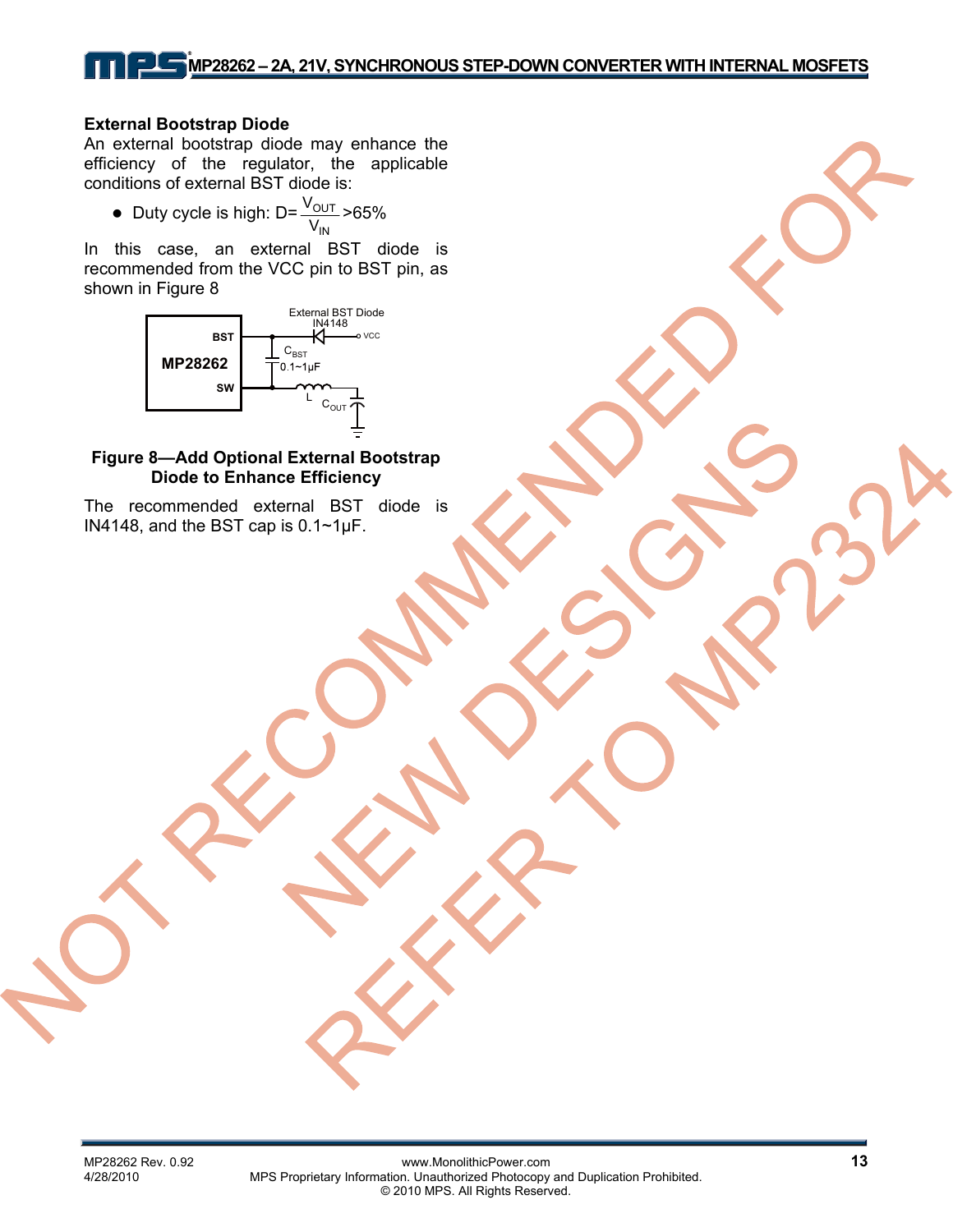### External Bootstrap Diode

An external bootstrap diode may enhance the efficiency of the regulator, the applicable conditions of external BST diode is:

- Duty cycle is high: $D=\frac{V_{OUT}}{V_{IN}}>65\%$

In this case, an external BST diode is recommended from the VCC pin to BST pin, as shown in Figure 8

**Figure 8—Add Optional External Bootstrap Diode to Enhance Efficiency**

The recommended external BST diode is IN4148, and the BST cap is 0.1~1μF.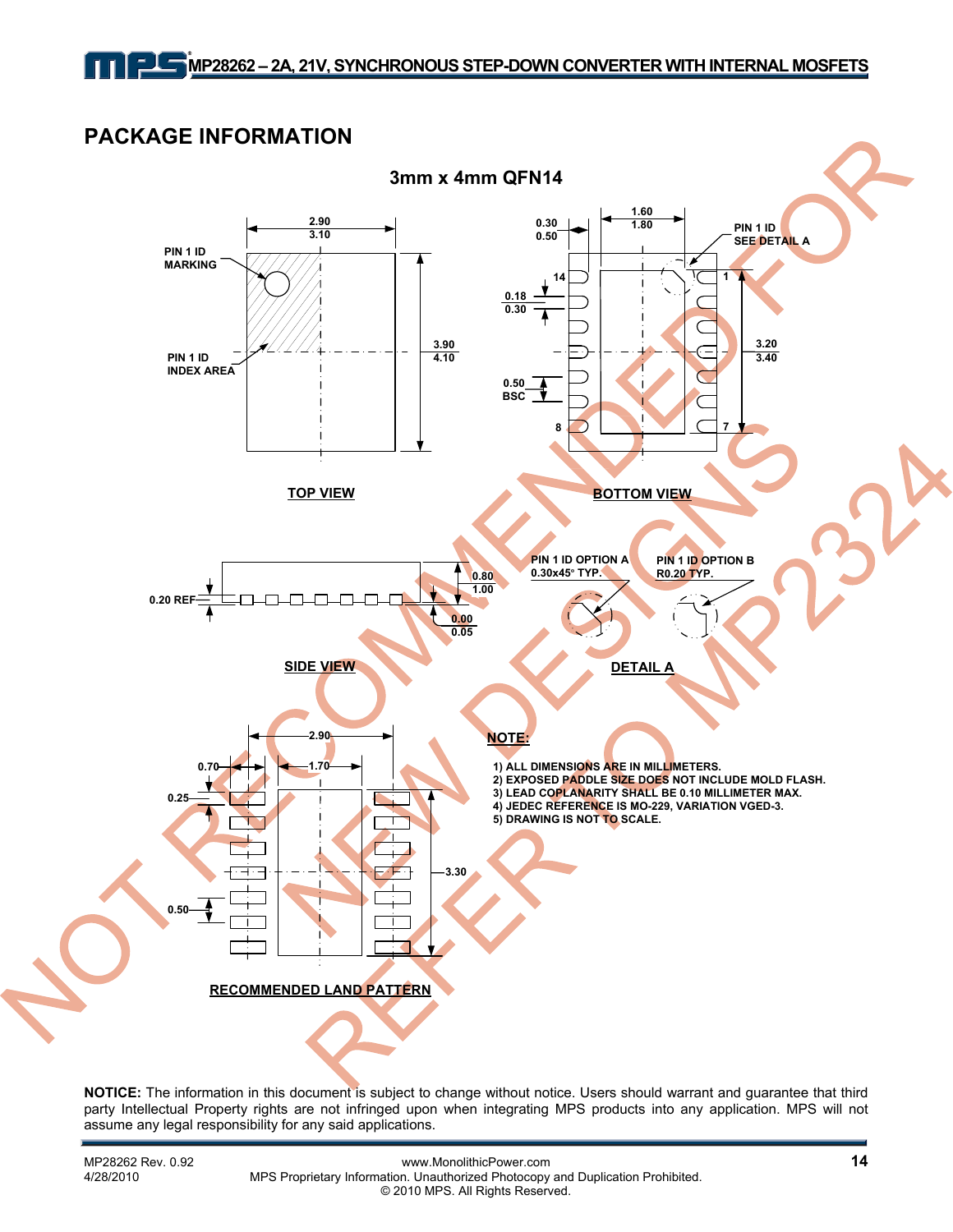## PACKAGE INFORMATION

**3mm x 4mm QFN14**

PIN 1 ID MARKING

PIN 1 ID INDEX AREA

2.90
3.10

3.90
4.10

TOP VIEW

0.30
0.50

1.60
1.80

PIN 1 ID
SEE DETAIL A

14

1

0.18
0.30

3.20
3.40

0.50
BSC

8

7

BOTTOM VIEW

0.20 REF

0.80
1.00

0.00
0.05

SIDE VIEW

PIN 1 ID OPTION A
0.30x45° TYP.

PIN 1 ID OPTION B
R0.20 TYP.

DETAIL A

2.90

0.70

1.70

0.25

3.30

0.50

RECOMMENDED LAND PATTERN

**NOTE:**

1) ALL DIMENSIONS ARE IN MILLIMETERS.
2) EXPOSED PADDLE SIZE DOES NOT INCLUDE MOLD FLASH.
3) LEAD COPLANARITY SHALL BE 0.10 MILLIMETER MAX.
4) JEDEC REFERENCE IS MO-229, VARIATION VGED-3.
5) DRAWING IS NOT TO SCALE.

NOT RECOMMENDED FOR NEW DESIGNS REFER TO MP2324

**NOTICE:** The information in this document is subject to change without notice. Users should warrant and guarantee that third party Intellectual Property rights are not infringed upon when integrating MPS products into any application. MPS will not assume any legal responsibility for any said applications.